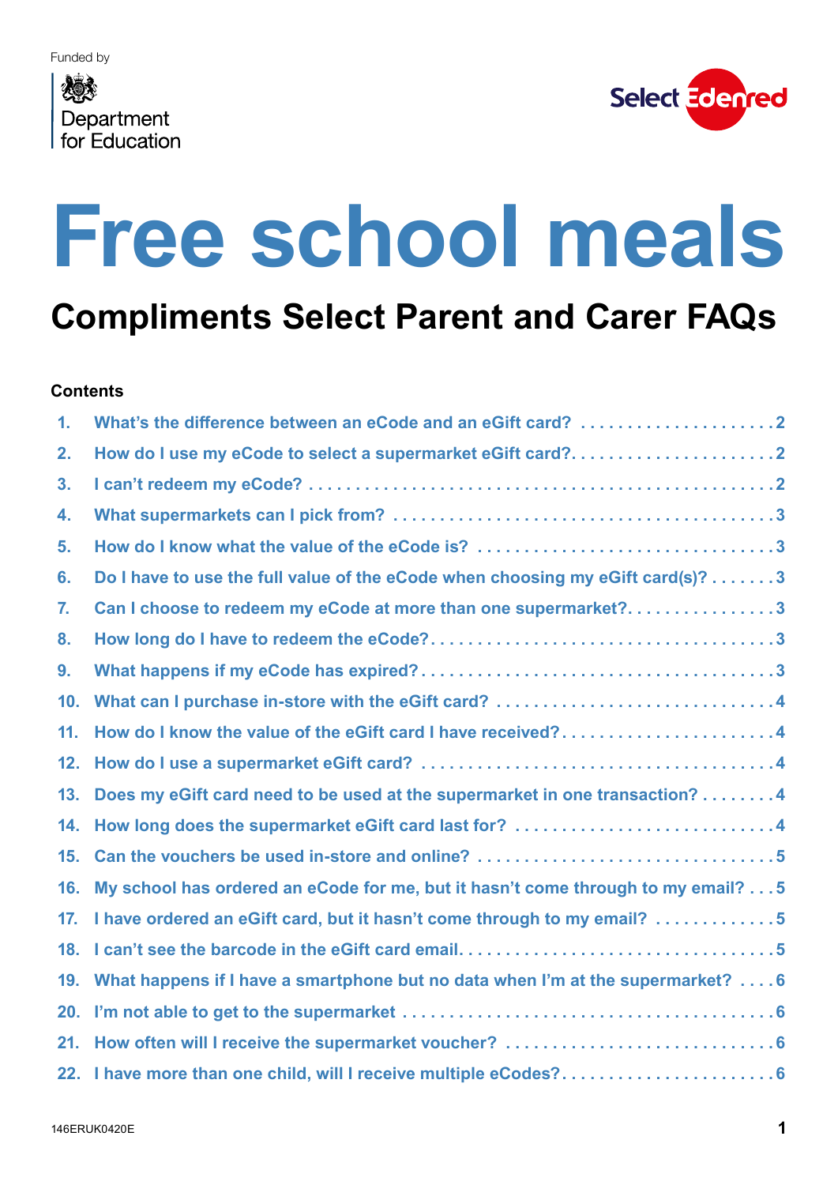Funded by

Department for Education

Select Edenred

# Free school meals

## Compliments Select Parent and Carer FAQs

**Contents**

1. What's the difference between an eCode and an eGift card? . . . . . . . . . . . . . . . . . . . . 2
2. How do I use my eCode to select a supermarket eGift card? . . . . . . . . . . . . . . . . . . . . 2
3. I can't redeem my eCode? . . . . . . . . . . . . . . . . . . . . . . . . . . . . . . . . . . . . . . . . . . . . 2
4. What supermarkets can I pick from? . . . . . . . . . . . . . . . . . . . . . . . . . . . . . . . . . . . . 3
5. How do I know what the value of the eCode is? . . . . . . . . . . . . . . . . . . . . . . . . . . . . . 3
6. Do I have to use the full value of the eCode when choosing my eGift card(s)? . . . . . . . 3
7. Can I choose to redeem my eCode at more than one supermarket? . . . . . . . . . . . . . . . . 3
8. How long do I have to redeem the eCode? . . . . . . . . . . . . . . . . . . . . . . . . . . . . . . . . . 3
9. What happens if my eCode has expired? . . . . . . . . . . . . . . . . . . . . . . . . . . . . . . . . . . 3
10. What can I purchase in-store with the eGift card? . . . . . . . . . . . . . . . . . . . . . . . . . . . . 4
11. How do I know the value of the eGift card I have received? . . . . . . . . . . . . . . . . . . . . . 4
12. How do I use a supermarket eGift card? . . . . . . . . . . . . . . . . . . . . . . . . . . . . . . . . . . 4
13. Does my eGift card need to be used at the supermarket in one transaction? . . . . . . . . 4
14. How long does the supermarket eGift card last for? . . . . . . . . . . . . . . . . . . . . . . . . . . 4
15. Can the vouchers be used in-store and online? . . . . . . . . . . . . . . . . . . . . . . . . . . . . . . 5
16. My school has ordered an eCode for me, but it hasn't come through to my email? . . . 5
17. I have ordered an eGift card, but it hasn't come through to my email? . . . . . . . . . . . . . 5
18. I can't see the barcode in the eGift card email. . . . . . . . . . . . . . . . . . . . . . . . . . . . . . . 5
19. What happens if I have a smartphone but no data when I'm at the supermarket? . . . . 6
20. I'm not able to get to the supermarket . . . . . . . . . . . . . . . . . . . . . . . . . . . . . . . . . . . . 6
21. How often will I receive the supermarket voucher? . . . . . . . . . . . . . . . . . . . . . . . . . . . 6
22. I have more than one child, will I receive multiple eCodes? . . . . . . . . . . . . . . . . . . . . . 6

146ERUK0420E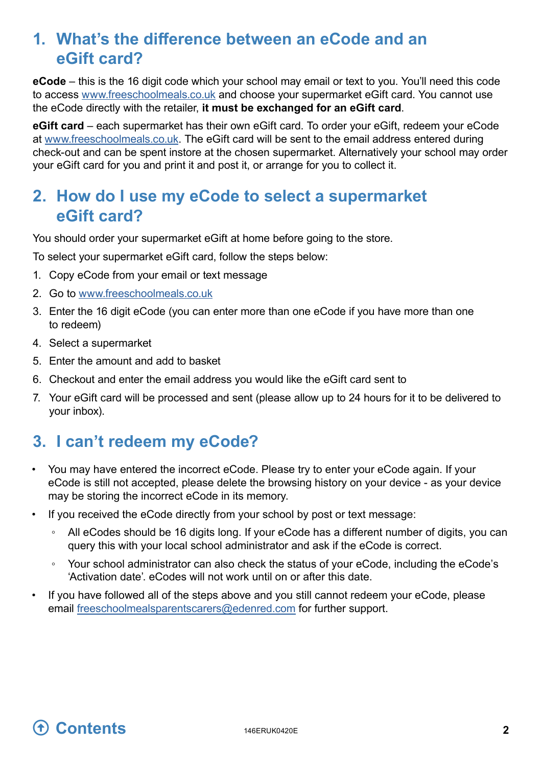## 1. What's the difference between an eCode and an eGift card?

**eCode** – this is the 16 digit code which your school may email or text to you. You'll need this code to access www.freeschoolmeals.co.uk and choose your supermarket eGift card. You cannot use the eCode directly with the retailer, **it must be exchanged for an eGift card**.

**eGift card** – each supermarket has their own eGift card. To order your eGift, redeem your eCode at www.freeschoolmeals.co.uk. The eGift card will be sent to the email address entered during check-out and can be spent instore at the chosen supermarket. Alternatively your school may order your eGift card for you and print it and post it, or arrange for you to collect it.

## 2. How do I use my eCode to select a supermarket eGift card?

You should order your supermarket eGift at home before going to the store.

To select your supermarket eGift card, follow the steps below:

1. Copy eCode from your email or text message
2. Go to www.freeschoolmeals.co.uk
3. Enter the 16 digit eCode (you can enter more than one eCode if you have more than one to redeem)
4. Select a supermarket
5. Enter the amount and add to basket
6. Checkout and enter the email address you would like the eGift card sent to
7. Your eGift card will be processed and sent (please allow up to 24 hours for it to be delivered to your inbox).

## 3. I can't redeem my eCode?

- You may have entered the incorrect eCode. Please try to enter your eCode again. If your eCode is still not accepted, please delete the browsing history on your device - as your device may be storing the incorrect eCode in its memory.
- If you received the eCode directly from your school by post or text message:
  - All eCodes should be 16 digits long. If your eCode has a different number of digits, you can query this with your local school administrator and ask if the eCode is correct.
  - Your school administrator can also check the status of your eCode, including the eCode's 'Activation date'. eCodes will not work until on or after this date.
- If you have followed all of the steps above and you still cannot redeem your eCode, please email freeschoolmealsparentscarers@edenred.com for further support.

Contents

146ERUK0420E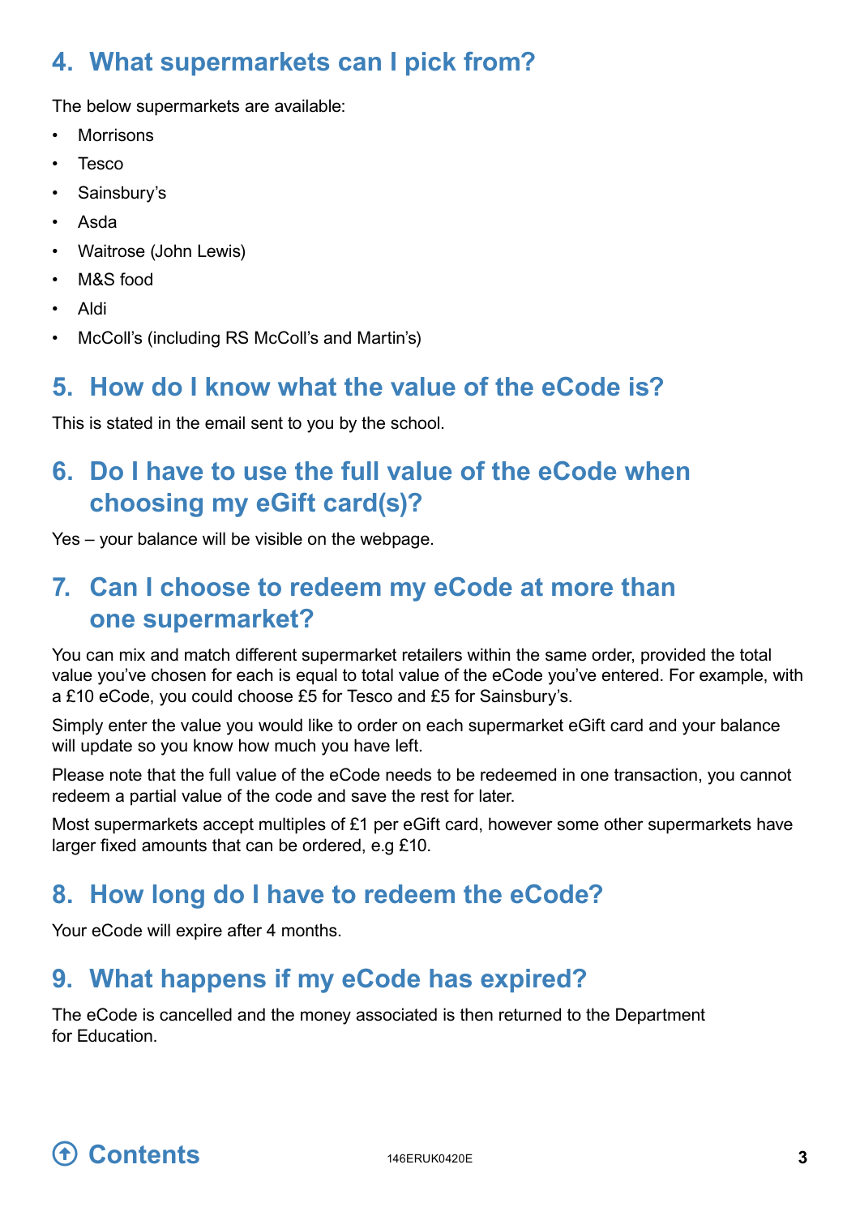## 4. What supermarkets can I pick from?

The below supermarkets are available:

- Morrisons
- Tesco
- Sainsbury's
- Asda
- Waitrose (John Lewis)
- M&S food
- Aldi
- McColl's (including RS McColl's and Martin's)

## 5. How do I know what the value of the eCode is?

This is stated in the email sent to you by the school.

## 6. Do I have to use the full value of the eCode when choosing my eGift card(s)?

Yes – your balance will be visible on the webpage.

## 7. Can I choose to redeem my eCode at more than one supermarket?

You can mix and match different supermarket retailers within the same order, provided the total value you've chosen for each is equal to total value of the eCode you've entered. For example, with a £10 eCode, you could choose £5 for Tesco and £5 for Sainsbury's.

Simply enter the value you would like to order on each supermarket eGift card and your balance will update so you know how much you have left.

Please note that the full value of the eCode needs to be redeemed in one transaction, you cannot redeem a partial value of the code and save the rest for later.

Most supermarkets accept multiples of £1 per eGift card, however some other supermarkets have larger fixed amounts that can be ordered, e.g £10.

## 8. How long do I have to redeem the eCode?

Your eCode will expire after 4 months.

## 9. What happens if my eCode has expired?

The eCode is cancelled and the money associated is then returned to the Department for Education.

Contents

146ERUK0420E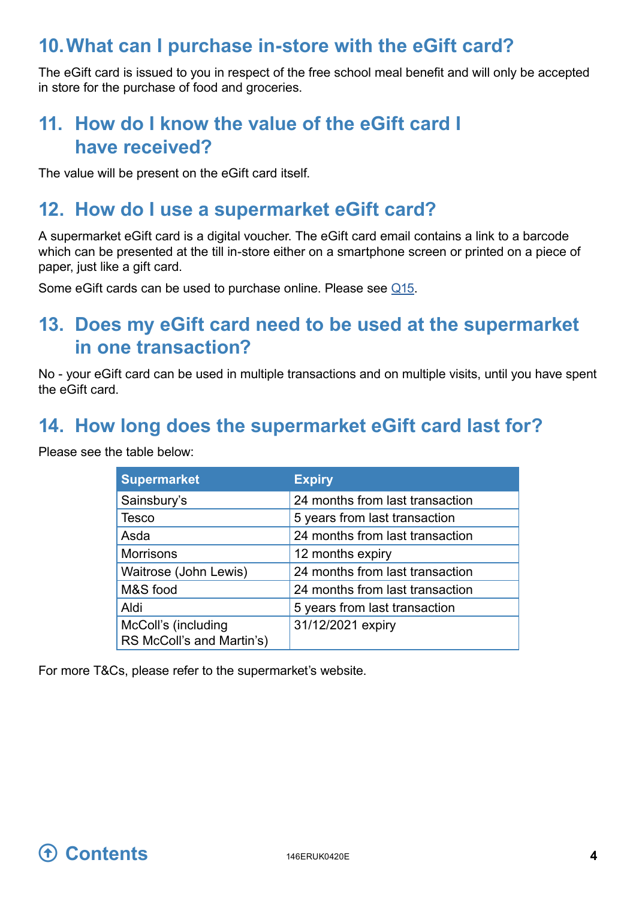## 10. What can I purchase in-store with the eGift card?

The eGift card is issued to you in respect of the free school meal benefit and will only be accepted in store for the purchase of food and groceries.

## 11. How do I know the value of the eGift card I have received?

The value will be present on the eGift card itself.

## 12. How do I use a supermarket eGift card?

A supermarket eGift card is a digital voucher. The eGift card email contains a link to a barcode which can be presented at the till in-store either on a smartphone screen or printed on a piece of paper, just like a gift card.

Some eGift cards can be used to purchase online. Please see Q15.

## 13. Does my eGift card need to be used at the supermarket in one transaction?

No - your eGift card can be used in multiple transactions and on multiple visits, until you have spent the eGift card.

## 14. How long does the supermarket eGift card last for?

Please see the table below:

| Supermarket | Expiry |
|---|---|
| Sainsbury's | 24 months from last transaction |
| Tesco | 5 years from last transaction |
| Asda | 24 months from last transaction |
| Morrisons | 12 months expiry |
| Waitrose (John Lewis) | 24 months from last transaction |
| M&S food | 24 months from last transaction |
| Aldi | 5 years from last transaction |
| McColl's (including RS McColl's and Martin's) | 31/12/2021 expiry |

For more T&Cs, please refer to the supermarket's website.

Contents

146ERUK0420E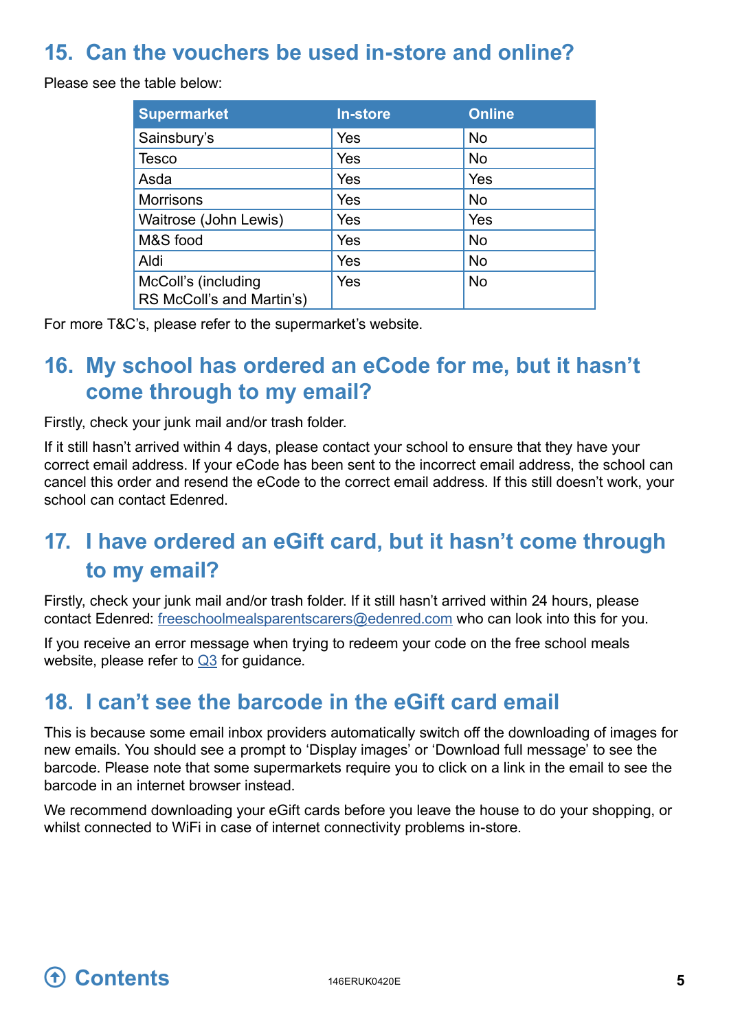## 15. Can the vouchers be used in-store and online?

Please see the table below:

| Supermarket | In-store | Online |
|---|---|---|
| Sainsbury's | Yes | No |
| Tesco | Yes | No |
| Asda | Yes | Yes |
| Morrisons | Yes | No |
| Waitrose (John Lewis) | Yes | Yes |
| M&S food | Yes | No |
| Aldi | Yes | No |
| McColl's (including RS McColl's and Martin's) | Yes | No |

For more T&C's, please refer to the supermarket's website.

## 16. My school has ordered an eCode for me, but it hasn't come through to my email?

Firstly, check your junk mail and/or trash folder.

If it still hasn't arrived within 4 days, please contact your school to ensure that they have your correct email address. If your eCode has been sent to the incorrect email address, the school can cancel this order and resend the eCode to the correct email address. If this still doesn't work, your school can contact Edenred.

## 17. I have ordered an eGift card, but it hasn't come through to my email?

Firstly, check your junk mail and/or trash folder. If it still hasn't arrived within 24 hours, please contact Edenred: freeschoolmealsparentscarers@edenred.com who can look into this for you.

If you receive an error message when trying to redeem your code on the free school meals website, please refer to Q3 for guidance.

## 18. I can't see the barcode in the eGift card email

This is because some email inbox providers automatically switch off the downloading of images for new emails. You should see a prompt to 'Display images' or 'Download full message' to see the barcode. Please note that some supermarkets require you to click on a link in the email to see the barcode in an internet browser instead.

We recommend downloading your eGift cards before you leave the house to do your shopping, or whilst connected to WiFi in case of internet connectivity problems in-store.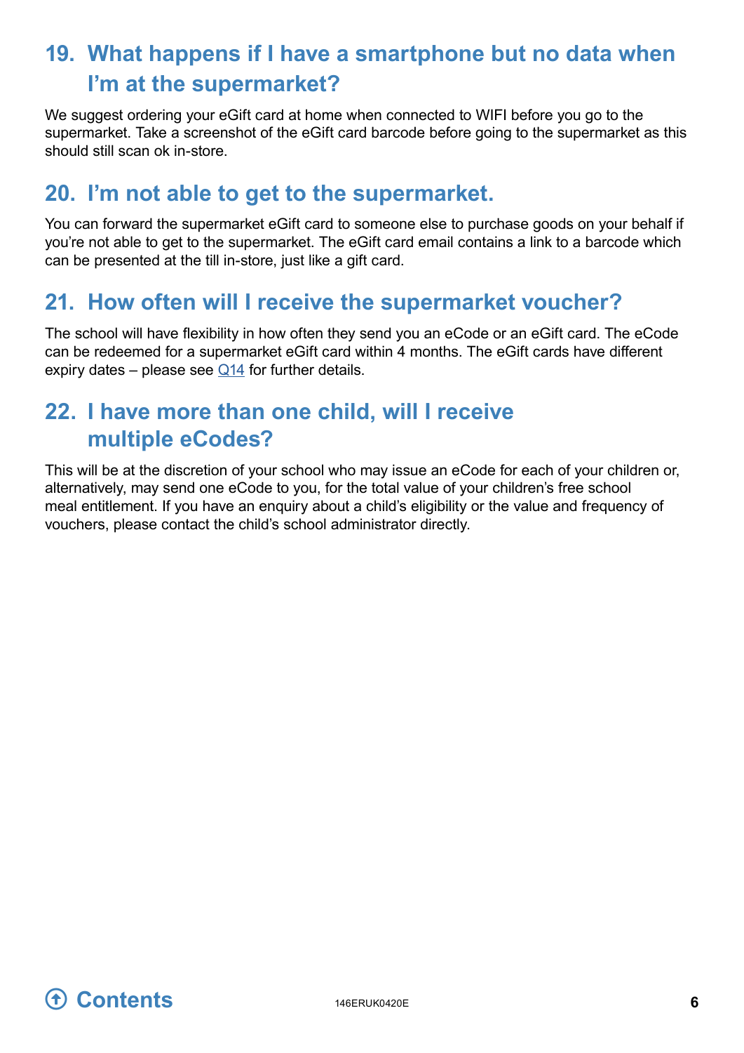## 19. What happens if I have a smartphone but no data when I'm at the supermarket?

We suggest ordering your eGift card at home when connected to WIFI before you go to the supermarket. Take a screenshot of the eGift card barcode before going to the supermarket as this should still scan ok in-store.

## 20. I'm not able to get to the supermarket.

You can forward the supermarket eGift card to someone else to purchase goods on your behalf if you're not able to get to the supermarket. The eGift card email contains a link to a barcode which can be presented at the till in-store, just like a gift card.

## 21. How often will I receive the supermarket voucher?

The school will have flexibility in how often they send you an eCode or an eGift card. The eCode can be redeemed for a supermarket eGift card within 4 months. The eGift cards have different expiry dates – please see Q14 for further details.

## 22. I have more than one child, will I receive multiple eCodes?

This will be at the discretion of your school who may issue an eCode for each of your children or, alternatively, may send one eCode to you, for the total value of your children's free school meal entitlement. If you have an enquiry about a child's eligibility or the value and frequency of vouchers, please contact the child's school administrator directly.